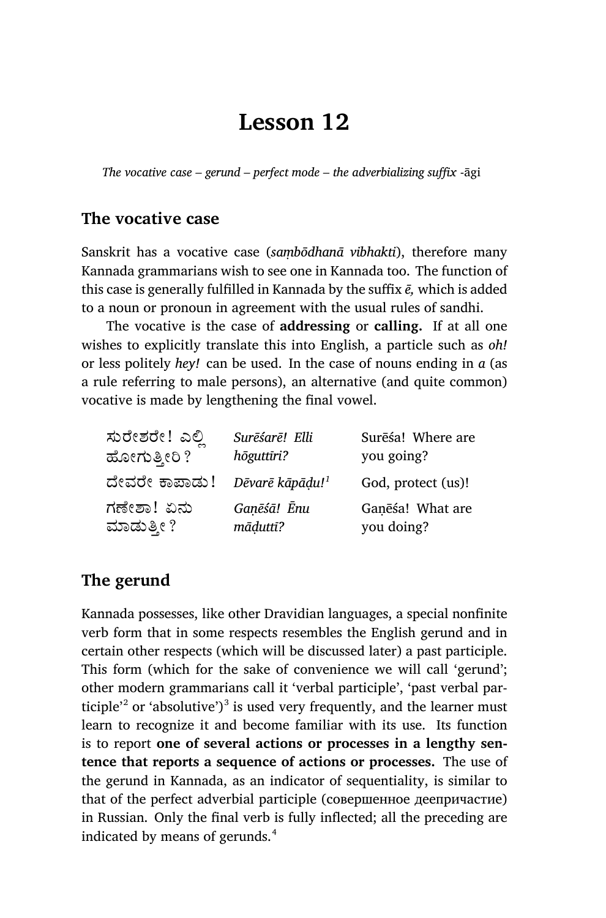# Lesson 12

*The vocative case – gerund – perfect mode – the adverbializing suffix* -āgi

## The vocative case

Sanskrit has a vocative case (*saṃbōdhanā vibhakti*), therefore many Kannada grammarians wish to see one in Kannada too. The function of this case is generally fulfilled in Kannada by the suffix *ē,* which is added to a noun or pronoun in agreement with the usual rules of sandhi.

The vocative is the case of **addressing** or **calling.** If at all one wishes to explicitly translate this into English, a particle such as *oh!* or less politely *hey!* can be used. In the case of nouns ending in *a* (as a rule referring to male persons), an alternative (and quite common) vocative is made by lengthening the final vowel.

| | | |
|---|---|---|
| ಸುರೇಶರೇ! ಎಲ್ಲಿ ಹೋಗುತ್ತೀರಿ? | *Surēśarē! Elli hōguttīri?* | Surēśa! Where are you going? |
| ದೇವರೇ ಕಾಪಾಡು! | *Dēvarē kāpāḍu!*[1] | God, protect (us)! |
| ಗಣೇಶಾ! ಏನು ಮಾಡುತ್ತೀ? | *Gaṇēśā! Ēnu māḍuttī?* | Gaṇēśa! What are you doing? |

## The gerund

Kannada possesses, like other Dravidian languages, a special nonfinite verb form that in some respects resembles the English gerund and in certain other respects (which will be discussed later) a past participle. This form (which for the sake of convenience we will call 'gerund'; other modern grammarians call it 'verbal participle', 'past verbal participle'[2] or 'absolutive')[3] is used very frequently, and the learner must learn to recognize it and become familiar with its use. Its function is to report **one of several actions or processes in a lengthy sentence that reports a sequence of actions or processes.** The use of the gerund in Kannada, as an indicator of sequentiality, is similar to that of the perfect adverbial participle (совершенное деепричастие) in Russian. Only the final verb is fully inflected; all the preceding are indicated by means of gerunds.[4]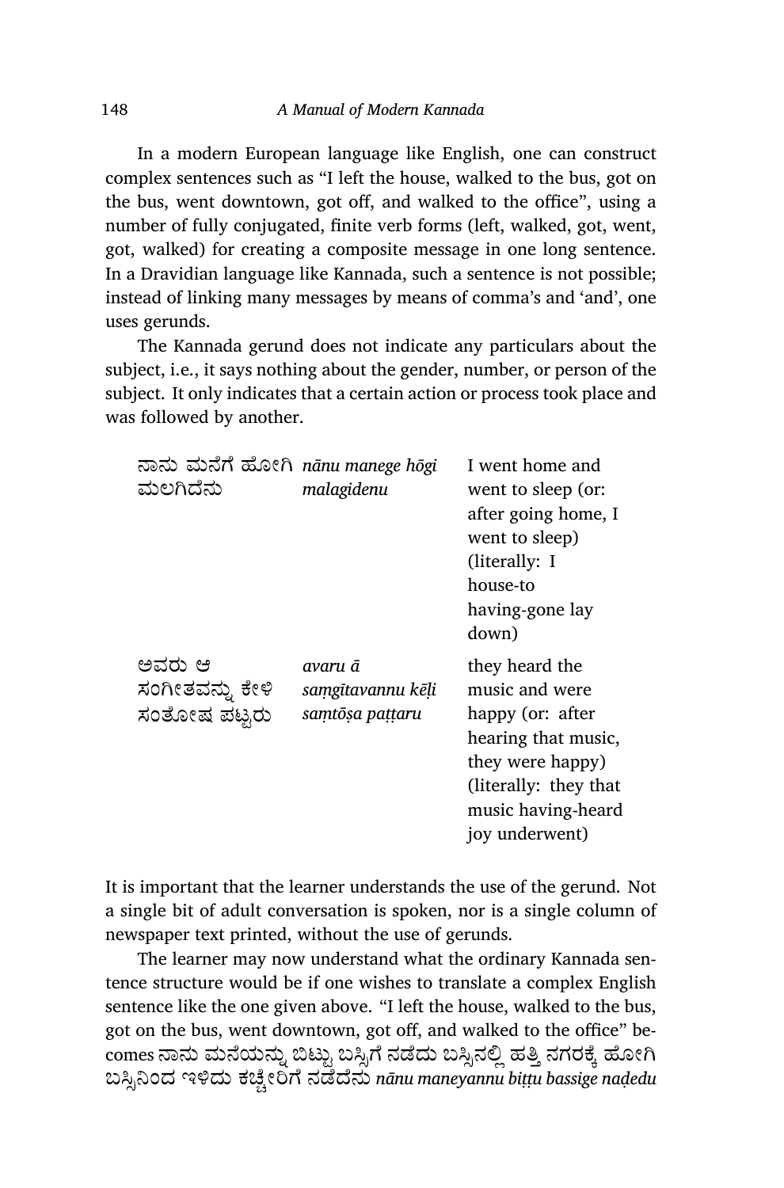In a modern European language like English, one can construct complex sentences such as "I left the house, walked to the bus, got on the bus, went downtown, got off, and walked to the office", using a number of fully conjugated, finite verb forms (left, walked, got, went, got, walked) for creating a composite message in one long sentence. In a Dravidian language like Kannada, such a sentence is not possible; instead of linking many messages by means of comma's and 'and', one uses gerunds.

The Kannada gerund does not indicate any particulars about the subject, i.e., it says nothing about the gender, number, or person of the subject. It only indicates that a certain action or process took place and was followed by another.

| | | |
|---|---|---|
| ನಾನು ಮನೆಗೆ ಹೋಗಿ ಮಲಗಿದೆನು | *nānu manege hōgi malagidenu* | I went home and went to sleep (or: after going home, I went to sleep) (literally: I house-to having-gone lay down) |
| ಅವರು ಆ ಸಂಗೀತವನ್ನು ಕೇಳಿ ಸಂತೋಷ ಪಟ್ಟರು | *avaru ā saṃgītavannu kēḷi saṃtōṣa paṭṭaru* | they heard the music and were happy (or: after hearing that music, they were happy) (literally: they that music having-heard joy underwent) |

It is important that the learner understands the use of the gerund. Not a single bit of adult conversation is spoken, nor is a single column of newspaper text printed, without the use of gerunds.

The learner may now understand what the ordinary Kannada sentence structure would be if one wishes to translate a complex English sentence like the one given above. "I left the house, walked to the bus, got on the bus, went downtown, got off, and walked to the office" becomes ನಾನು ಮನೆಯನ್ನು ಬಿಟ್ಟು ಬಸ್ಸಿಗೆ ನಡೆದು ಬಸ್ಸಿನಲ್ಲಿ ಹತ್ತಿ ನಗರಕ್ಕೆ ಹೋಗಿ ಬಸ್ಸಿನಿಂದ ಇಳಿದು ಕಚ್ಚೇರಿಗೆ ನಡೆದೆನು *nānu maneyannu biṭṭu bassige naḍedu*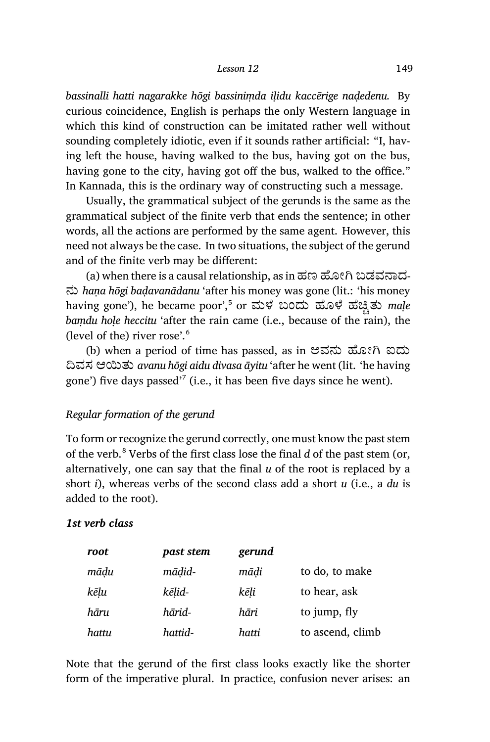*bassinalli hatti nagarakke hōgi bassinimda iḷidu kaccērige naḍedenu.* By curious coincidence, English is perhaps the only Western language in which this kind of construction can be imitated rather well without sounding completely idiotic, even if it sounds rather artificial: "I, having left the house, having walked to the bus, having got on the bus, having gone to the city, having got off the bus, walked to the office." In Kannada, this is the ordinary way of constructing such a message.

Usually, the grammatical subject of the gerunds is the same as the grammatical subject of the finite verb that ends the sentence; in other words, all the actions are performed by the same agent. However, this need not always be the case. In two situations, the subject of the gerund and of the finite verb may be different:

(a) when there is a causal relationship, as in ಹಣ ಹೋಗಿ ಬಡವನಾದನು *haṇa hōgi baḍavanādanu* 'after his money was gone (lit.: 'his money having gone'), he became poor',[5] or ಮಳೆ ಬಂದು ಹೊಳೆ ಹೆಚ್ಚಿತು *maḷe bamdu hoḷe heccitu* 'after the rain came (i.e., because of the rain), the (level of the) river rose'.[6]

(b) when a period of time has passed, as in ಅವನು ಹೋಗಿ ಐದು ದಿವಸ ಆಯಿತು *avanu hōgi aidu divasa āyitu* 'after he went (lit. 'he having gone') five days passed'[7] (i.e., it has been five days since he went).

*Regular formation of the gerund*

To form or recognize the gerund correctly, one must know the past stem of the verb.[8] Verbs of the first class lose the final *d* of the past stem (or, alternatively, one can say that the final *u* of the root is replaced by a short *i*), whereas verbs of the second class add a short *u* (i.e., a *du* is added to the root).

***1st verb class***

| ***root*** | ***past stem*** | ***gerund*** | |
|---|---|---|---|
| *māḍu* | *māḍid-* | *māḍi* | to do, to make |
| *kēḷu* | *kēḷid-* | *kēḷi* | to hear, ask |
| *hāru* | *hārid-* | *hāri* | to jump, fly |
| *hattu* | *hattid-* | *hatti* | to ascend, climb |

Note that the gerund of the first class looks exactly like the shorter form of the imperative plural. In practice, confusion never arises: an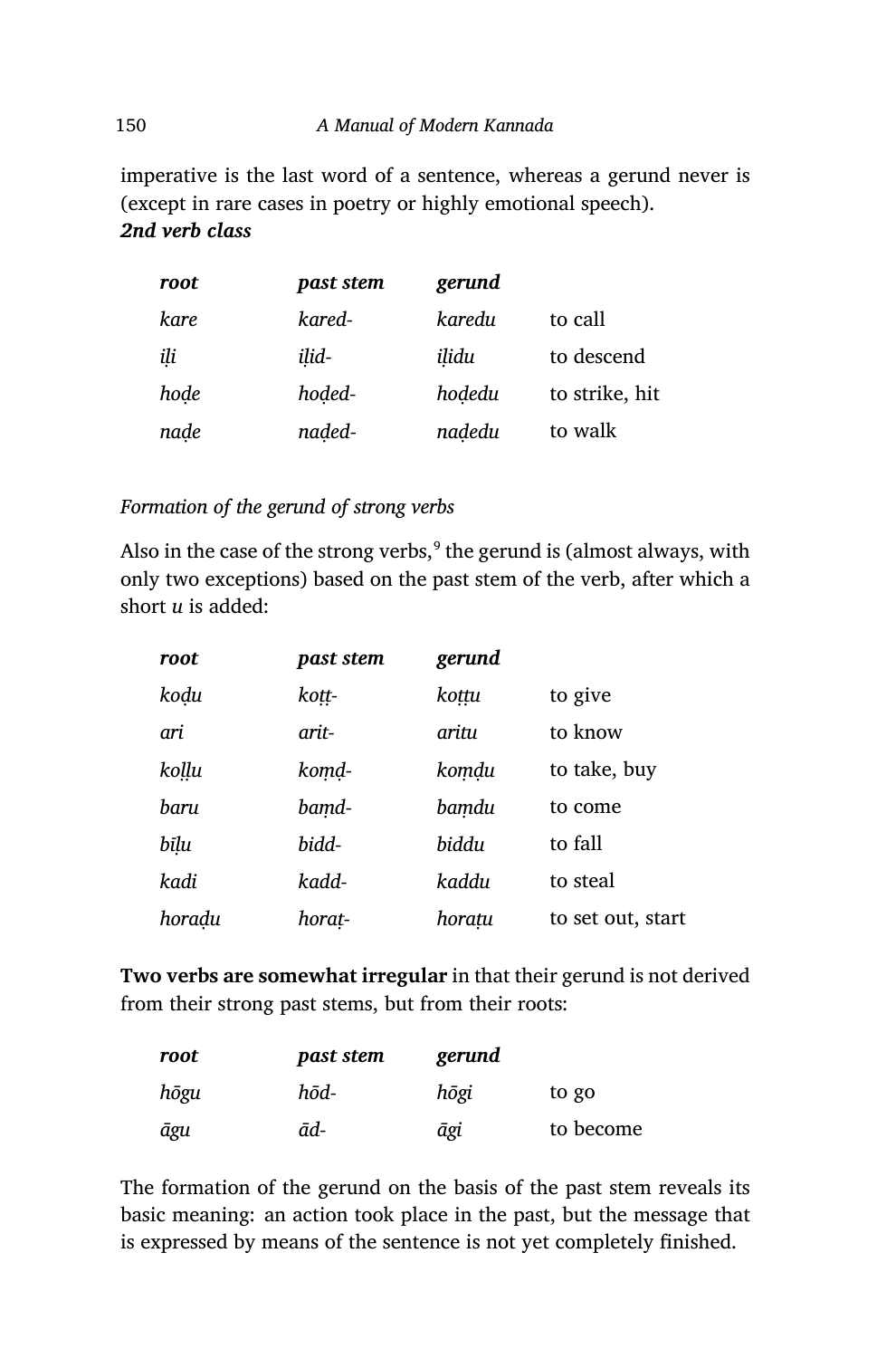imperative is the last word of a sentence, whereas a gerund never is (except in rare cases in poetry or highly emotional speech).

***2nd verb class***

| ***root*** | ***past stem*** | ***gerund*** | |
|---|---|---|---|
| *kare* | *kared-* | *karedu* | to call |
| *iḷi* | *iḷid-* | *iḷidu* | to descend |
| *hoḍe* | *hoḍed-* | *hoḍedu* | to strike, hit |
| *naḍe* | *naḍed-* | *naḍedu* | to walk |

*Formation of the gerund of strong verbs*

Also in the case of the strong verbs,[9] the gerund is (almost always, with only two exceptions) based on the past stem of the verb, after which a short *u* is added:

| ***root*** | ***past stem*** | ***gerund*** | |
|---|---|---|---|
| *koḍu* | *koṭṭ-* | *koṭṭu* | to give |
| *ari* | *arit-* | *aritu* | to know |
| *koḷḷu* | *koṃḍ-* | *koṃḍu* | to take, buy |
| *baru* | *baṃd-* | *baṃdu* | to come |
| *bīḷu* | *bidd-* | *biddu* | to fall |
| *kadi* | *kadd-* | *kaddu* | to steal |
| *horaḍu* | *horaṭ-* | *horaṭu* | to set out, start |

**Two verbs are somewhat irregular** in that their gerund is not derived from their strong past stems, but from their roots:

| ***root*** | ***past stem*** | ***gerund*** | |
|---|---|---|---|
| *hōgu* | *hōd-* | *hōgi* | to go |
| *āgu* | *ād-* | *āgi* | to become |

The formation of the gerund on the basis of the past stem reveals its basic meaning: an action took place in the past, but the message that is expressed by means of the sentence is not yet completely finished.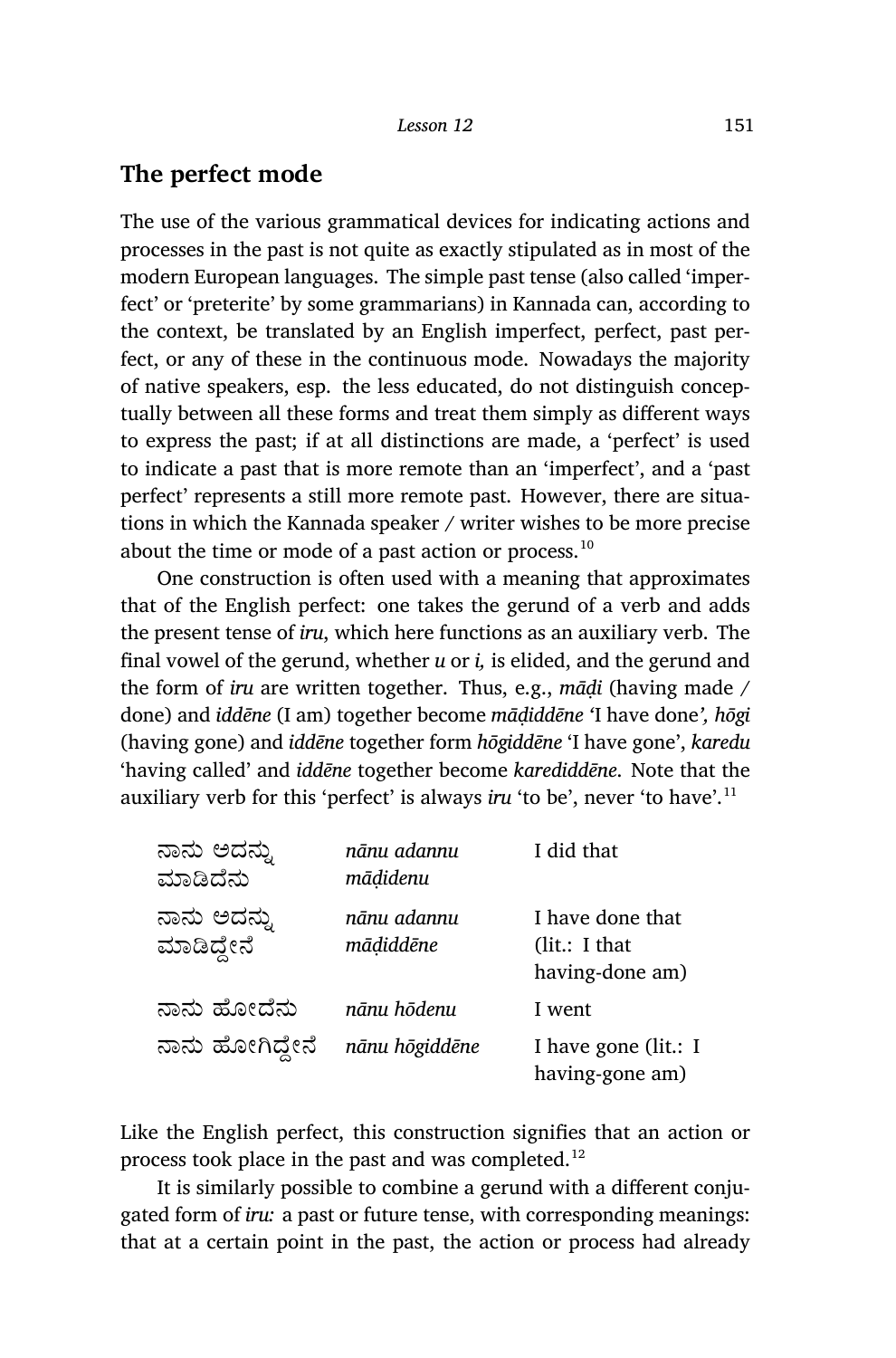## The perfect mode

The use of the various grammatical devices for indicating actions and processes in the past is not quite as exactly stipulated as in most of the modern European languages. The simple past tense (also called 'imperfect' or 'preterite' by some grammarians) in Kannada can, according to the context, be translated by an English imperfect, perfect, past perfect, or any of these in the continuous mode. Nowadays the majority of native speakers, esp. the less educated, do not distinguish conceptually between all these forms and treat them simply as different ways to express the past; if at all distinctions are made, a 'perfect' is used to indicate a past that is more remote than an 'imperfect', and a 'past perfect' represents a still more remote past. However, there are situations in which the Kannada speaker / writer wishes to be more precise about the time or mode of a past action or process.[10]

One construction is often used with a meaning that approximates that of the English perfect: one takes the gerund of a verb and adds the present tense of *iru*, which here functions as an auxiliary verb. The final vowel of the gerund, whether *u* or *i,* is elided, and the gerund and the form of *iru* are written together. Thus, e.g., *māḍi* (having made / done) and *iddēne* (I am) together become *māḍiddēne* 'I have done'*, hōgi* (having gone) and *iddēne* together form *hōgiddēne* 'I have gone', *karedu* 'having called' and *iddēne* together become *karediddēne.* Note that the auxiliary verb for this 'perfect' is always *iru* 'to be', never 'to have'.[11]

| | | |
|---|---|---|
| ನಾನು ಅದನ್ನು ಮಾಡಿದೆನು | *nānu adannu māḍidenu* | I did that |
| ನಾನು ಅದನ್ನು ಮಾಡಿದ್ದೇನೆ | *nānu adannu māḍiddēne* | I have done that (lit.: I that having-done am) |
| ನಾನು ಹೋದೆನು | *nānu hōdenu* | I went |
| ನಾನು ಹೋಗಿದ್ದೇನೆ | *nānu hōgiddēne* | I have gone (lit.: I having-gone am) |

Like the English perfect, this construction signifies that an action or process took place in the past and was completed.[12]

It is similarly possible to combine a gerund with a different conjugated form of *iru:* a past or future tense, with corresponding meanings: that at a certain point in the past, the action or process had already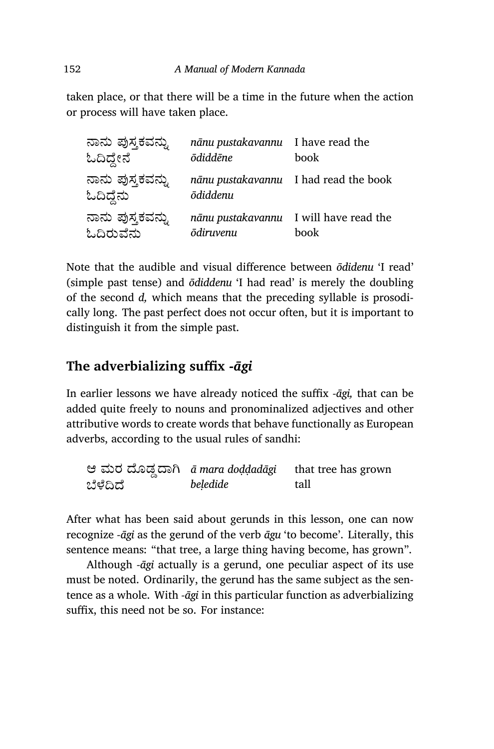taken place, or that there will be a time in the future when the action or process will have taken place.

| | | |
|---|---|---|
| ನಾನು ಪುಸ್ತಕವನ್ನು ಓದಿದ್ದೇನೆ | *nānu pustakavannu ōdiddēne* | I have read the book |
| ನಾನು ಪುಸ್ತಕವನ್ನು ಓದಿದ್ದೆನು | *nānu pustakavannu ōdiddenu* | I had read the book |
| ನಾನು ಪುಸ್ತಕವನ್ನು ಓದಿರುವೆನು | *nānu pustakavannu ōdiruvenu* | I will have read the book |

Note that the audible and visual difference between *ōdidenu* 'I read' (simple past tense) and *ōdiddenu* 'I had read' is merely the doubling of the second *d,* which means that the preceding syllable is prosodically long. The past perfect does not occur often, but it is important to distinguish it from the simple past.

## The adverbializing suffix *-āgi*

In earlier lessons we have already noticed the suffix *-āgi,* that can be added quite freely to nouns and pronominalized adjectives and other attributive words to create words that behave functionally as European adverbs, according to the usual rules of sandhi:

| | | |
|---|---|---|
| ಆ ಮರ ದೊಡ್ಡದಾಗಿ ಬೆಳೆದಿದೆ | *ā mara doḍḍadāgi beḷedide* | that tree has grown tall |

After what has been said about gerunds in this lesson, one can now recognize *-āgi* as the gerund of the verb *āgu* 'to become'. Literally, this sentence means: "that tree, a large thing having become, has grown".

Although *-āgi* actually is a gerund, one peculiar aspect of its use must be noted. Ordinarily, the gerund has the same subject as the sentence as a whole. With *-āgi* in this particular function as adverbializing suffix, this need not be so. For instance: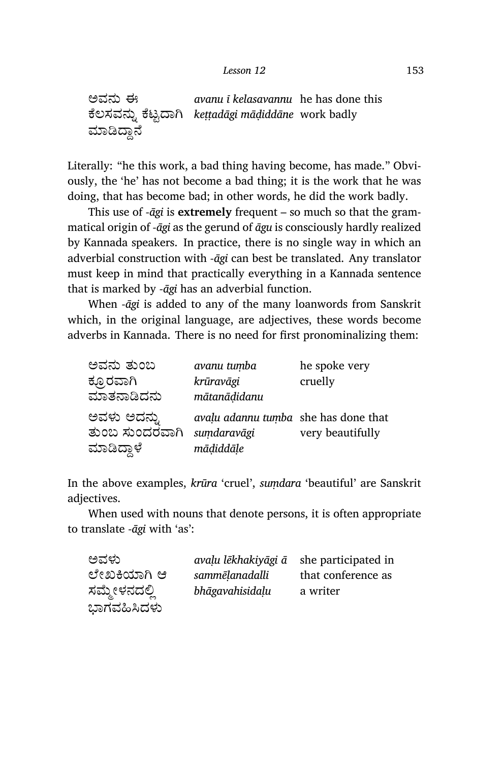| | | |
|---|---|---|
| ಅವನು ಈ ಕೆಲಸವನ್ನು ಕೆಟ್ಟದಾಗಿ ಮಾಡಿದ್ದಾನೆ | *avanu ī kelasavannu keṭṭadāgi māḍiddāne* | he has done this work badly |

Literally: "he this work, a bad thing having become, has made." Obviously, the 'he' has not become a bad thing; it is the work that he was doing, that has become bad; in other words, he did the work badly.

This use of *-āgi* is **extremely** frequent – so much so that the grammatical origin of *-āgi* as the gerund of *āgu* is consciously hardly realized by Kannada speakers. In practice, there is no single way in which an adverbial construction with *-āgi* can best be translated. Any translator must keep in mind that practically everything in a Kannada sentence that is marked by *-āgi* has an adverbial function.

When *-āgi* is added to any of the many loanwords from Sanskrit which, in the original language, are adjectives, these words become adverbs in Kannada. There is no need for first pronominalizing them:

| | | |
|---|---|---|
| ಅವನು ತುಂಬ ಕ್ರೂರವಾಗಿ ಮಾತನಾಡಿದನು | *avanu tuṃba krūravāgi mātanāḍidanu* | he spoke very cruelly |
| ಅವಳು ಅದನ್ನು ತುಂಬ ಸುಂದರವಾಗಿ ಮಾಡಿದ್ದಾಳೆ | *avaḷu adannu tuṃba suṃdaravāgi māḍiddāḷe* | she has done that very beautifully |

In the above examples, *krūra* 'cruel', *suṃdara* 'beautiful' are Sanskrit adjectives.

When used with nouns that denote persons, it is often appropriate to translate *-āgi* with 'as':

| | | |
|---|---|---|
| ಅವಳು ಲೇಖಕಿಯಾಗಿ ಆ ಸಮ್ಮೇಳನದಲ್ಲಿ ಭಾಗವಹಿಸಿದಳು | *avaḷu lēkhakiyāgi ā sammēḷanadalli bhāgavahisidaḷu* | she participated in that conference as a writer |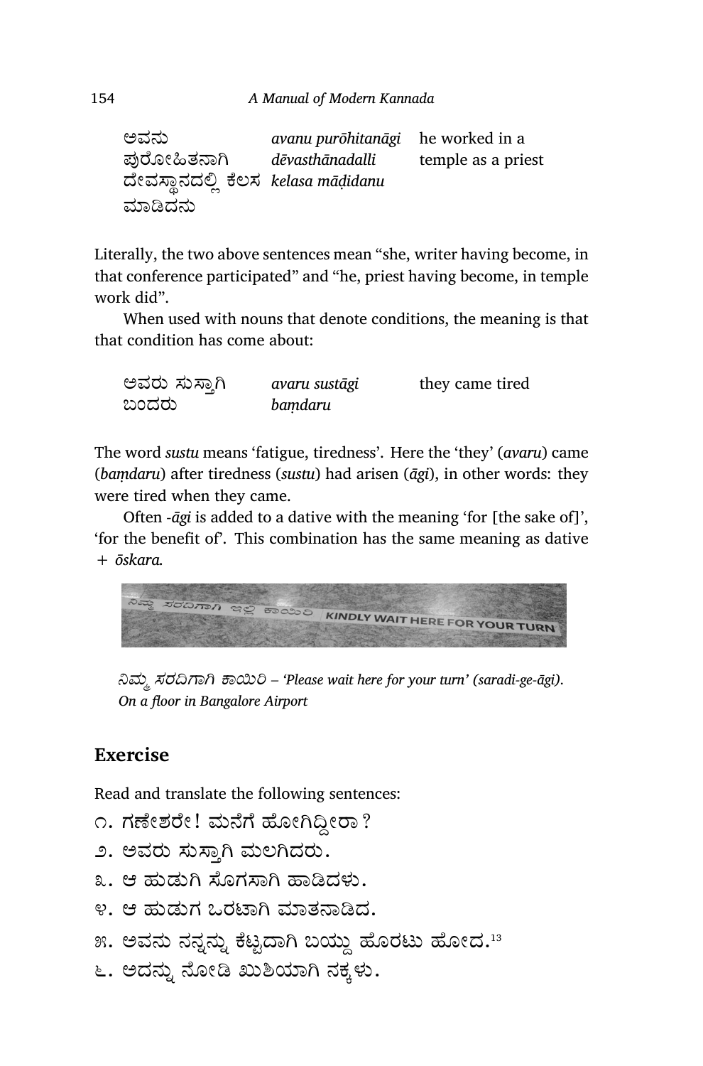| | | |
|---|---|---|
| ಅವನು ಪುರೋಹಿತನಾಗಿ ದೇವಸ್ಥಾನದಲ್ಲಿ ಕೆಲಸ ಮಾಡಿದನು | *avanu purōhitanāgi dēvasthānadalli kelasa māḍidanu* | he worked in a temple as a priest |

Literally, the two above sentences mean "she, writer having become, in that conference participated" and "he, priest having become, in temple work did".

When used with nouns that denote conditions, the meaning is that that condition has come about:

| | | |
|---|---|---|
| ಅವರು ಸುಸ್ತಾಗಿ ಬಂದರು | *avaru sustāgi baṃdaru* | they came tired |

The word *sustu* means 'fatigue, tiredness'. Here the 'they' (*avaru*) came (*baṃdaru*) after tiredness (*sustu*) had arisen (*āgi*), in other words: they were tired when they came.

Often *-āgi* is added to a dative with the meaning 'for [the sake of]', 'for the benefit of'. This combination has the same meaning as dative + *ōskara.*

*ನಿಮ್ಮ ಸರದಿಗಾಗಿ ಕಾಯಿರಿ – 'Please wait here for your turn' (saradi-ge-āgi). On a floor in Bangalore Airport*

## Exercise

Read and translate the following sentences:

೧. ಗಣೇಶರೇ! ಮನೆಗೆ ಹೋಗಿದ್ದೀರಾ?

೨. ಅವರು ಸುಸ್ತಾಗಿ ಮಲಗಿದರು.

೩. ಆ ಹುಡುಗಿ ಸೊಗಸಾಗಿ ಹಾಡಿದಳು.

೪. ಆ ಹುಡುಗ ಒರಟಾಗಿ ಮಾತನಾಡಿದ.

೫. ಅವನು ನನ್ನನ್ನು ಕೆಟ್ಟದಾಗಿ ಬಯ್ದು ಹೊರಟು ಹೋದ.[13]

೬. ಅದನ್ನು ನೋಡಿ ಖುಶಿಯಾಗಿ ನಕ್ಕಳು.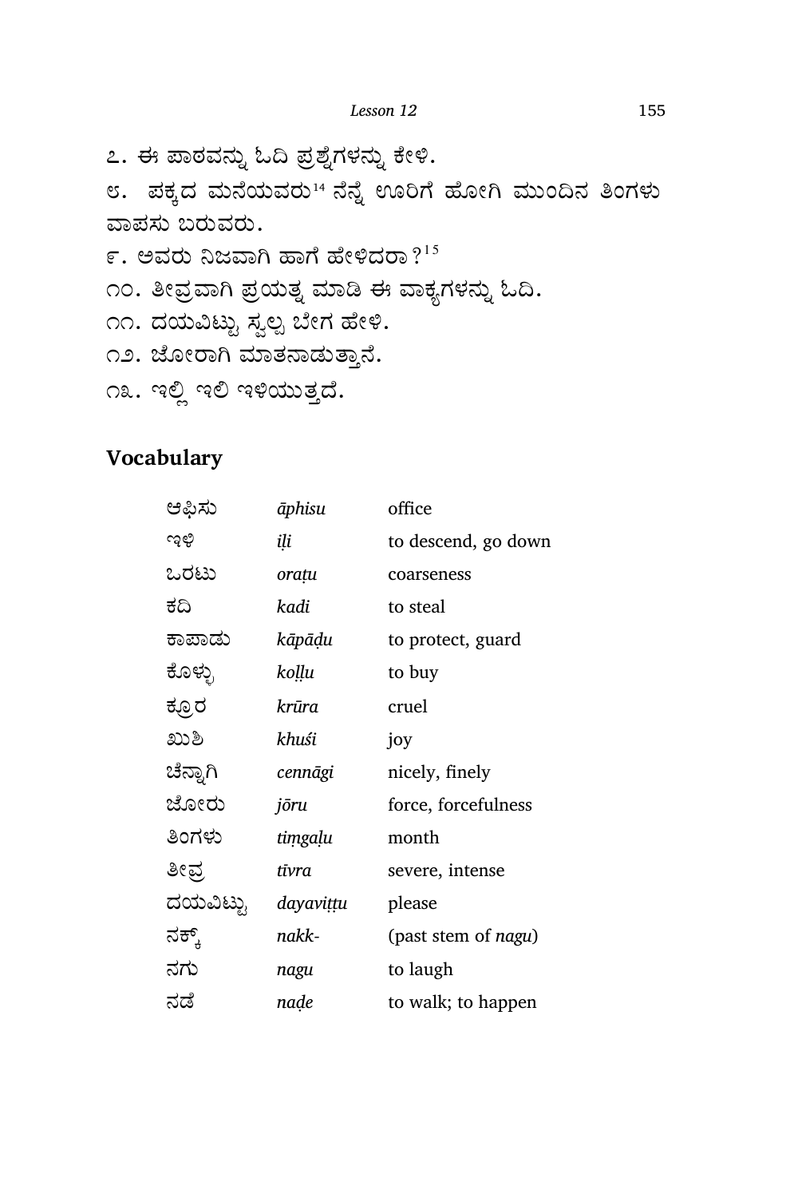೭. ಈ ಪಾಠವನ್ನು ಓದಿ ಪ್ರಶ್ನೆಗಳನ್ನು ಕೇಳಿ.

೮. ಪಕ್ಕದ ಮನೆಯವರು[14] ನೆನ್ನೆ ಊರಿಗೆ ಹೋಗಿ ಮುಂದಿನ ತಿಂಗಳು ವಾಪಸು ಬರುವರು.

೯. ಅವರು ನಿಜವಾಗಿ ಹಾಗೆ ಹೇಳಿದರಾ?[15]

೧೦. ತೀವ್ರವಾಗಿ ಪ್ರಯತ್ನ ಮಾಡಿ ಈ ವಾಕ್ಯಗಳನ್ನು ಓದಿ.

೧೧. ದಯವಿಟ್ಟು ಸ್ವಲ್ಪ ಬೇಗ ಹೇಳಿ.

೧೨. ಜೋರಾಗಿ ಮಾತನಾಡುತ್ತಾನೆ.

೧೩. ಇಲ್ಲಿ ಇಲಿ ಇಳಿಯುತ್ತದೆ.

## Vocabulary

| | | |
|---|---|---|
| ಆಫಿಸು | *āphisu* | office |
| ಇಳಿ | *iḷi* | to descend, go down |
| ಒರಟು | *oraṭu* | coarseness |
| ಕದಿ | *kadi* | to steal |
| ಕಾಪಾಡು | *kāpāḍu* | to protect, guard |
| ಕೊಳ್ಳು | *koḷḷu* | to buy |
| ಕ್ರೂರ | *krūra* | cruel |
| ಖುಶಿ | *khuśi* | joy |
| ಚೆನ್ನಾಗಿ | *cennāgi* | nicely, finely |
| ಜೋರು | *jōru* | force, forcefulness |
| ತಿಂಗಳು | *tiṃgaḷu* | month |
| ತೀವ್ರ | *tīvra* | severe, intense |
| ದಯವಿಟ್ಟು | *dayaviṭṭu* | please |
| ನಕ್ಕ್ | *nakk-* | (past stem of *nagu*) |
| ನಗು | *nagu* | to laugh |
| ನಡೆ | *naḍe* | to walk; to happen |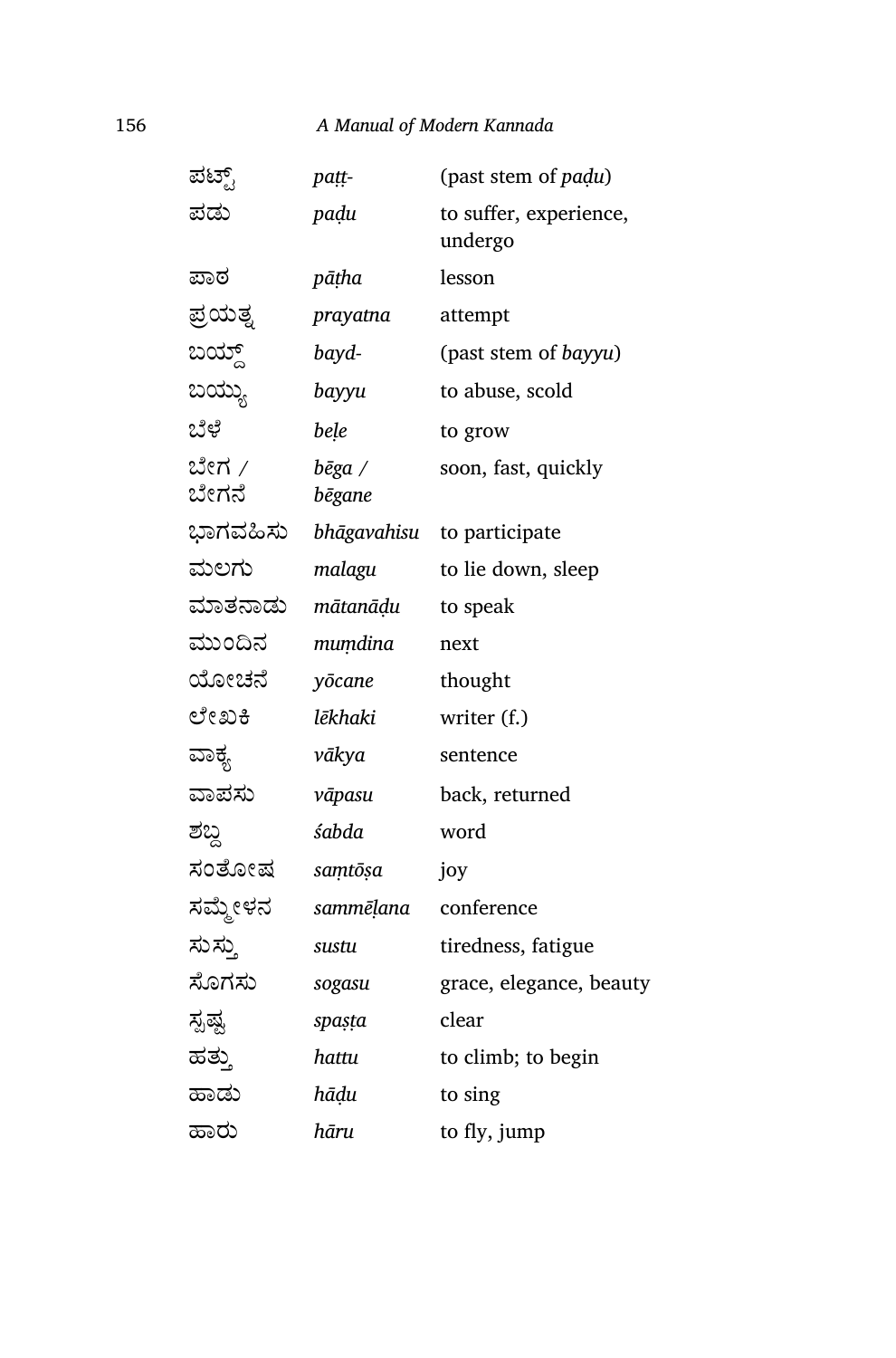| | | |
|---|---|---|
| ಪಟ್ಟ್ | *paṭṭ-* | (past stem of *paḍu*) |
| ಪಡು | *paḍu* | to suffer, experience, undergo |
| ಪಾಠ | *pāṭha* | lesson |
| ಪ್ರಯತ್ನ | *prayatna* | attempt |
| ಬಯ್ದ್ | *bayd-* | (past stem of *bayyu*) |
| ಬಯ್ಯು | *bayyu* | to abuse, scold |
| ಬೆಳೆ | *beḷe* | to grow |
| ಬೇಗ / ಬೇಗನೆ | *bēga / bēgane* | soon, fast, quickly |
| ಭಾಗವಹಿಸು | *bhāgavahisu* | to participate |
| ಮಲಗು | *malagu* | to lie down, sleep |
| ಮಾತನಾಡು | *mātanāḍu* | to speak |
| ಮುಂದಿನ | *muṃdina* | next |
| ಯೋಚನೆ | *yōcane* | thought |
| ಲೇಖಕಿ | *lēkhaki* | writer (f.) |
| ವಾಕ್ಯ | *vākya* | sentence |
| ವಾಪಸು | *vāpasu* | back, returned |
| ಶಬ್ದ | *śabda* | word |
| ಸಂತೋಷ | *saṃtōṣa* | joy |
| ಸಮ್ಮೇಳನ | *sammēḷana* | conference |
| ಸುಸ್ತು | *sustu* | tiredness, fatigue |
| ಸೊಗಸು | *sogasu* | grace, elegance, beauty |
| ಸ್ಪಷ್ಟ | *spaṣṭa* | clear |
| ಹತ್ತು | *hattu* | to climb; to begin |
| ಹಾಡು | *hāḍu* | to sing |
| ಹಾರು | *hāru* | to fly, jump |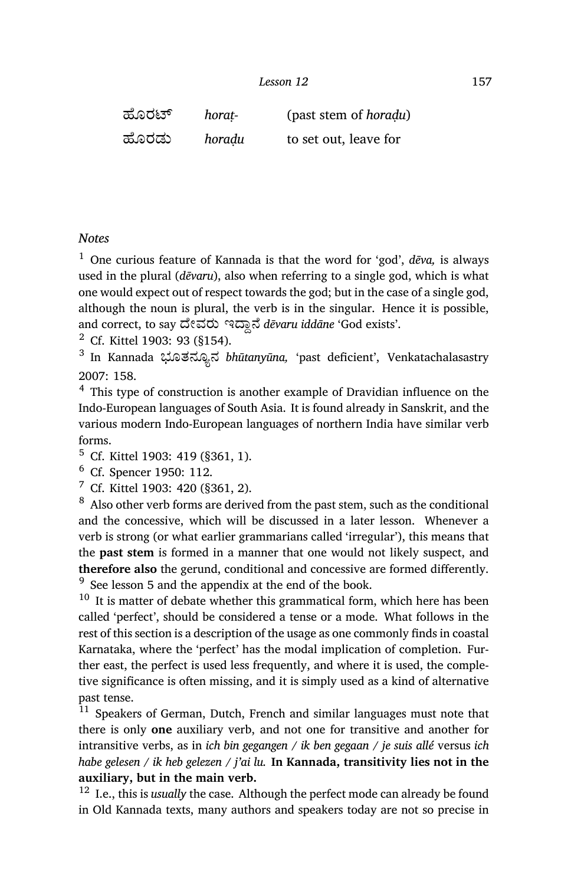| | | |
|---|---|---|
| ಹೊರಟ್ | *horaṭ-* | (past stem of *horaḍu*) |
| ಹೊರಡು | *horaḍu* | to set out, leave for |

*Notes*

[1] One curious feature of Kannada is that the word for 'god', *dēva,* is always used in the plural (*dēvaru*), also when referring to a single god, which is what one would expect out of respect towards the god; but in the case of a single god, although the noun is plural, the verb is in the singular. Hence it is possible, and correct, to say ದೇವರು ಇದ್ದಾನೆ *dēvaru iddāne* 'God exists'.

[2] Cf. Kittel 1903: 93 (§154).

[3] In Kannada ಭೂತನ್ಯೂನ *bhūtanyūna,* 'past deficient', Venkatachalasastry 2007: 158.

[4] This type of construction is another example of Dravidian influence on the Indo-European languages of South Asia. It is found already in Sanskrit, and the various modern Indo-European languages of northern India have similar verb forms.

[5] Cf. Kittel 1903: 419 (§361, 1).

[6] Cf. Spencer 1950: 112.

[7] Cf. Kittel 1903: 420 (§361, 2).

[8] Also other verb forms are derived from the past stem, such as the conditional and the concessive, which will be discussed in a later lesson. Whenever a verb is strong (or what earlier grammarians called 'irregular'), this means that the **past stem** is formed in a manner that one would not likely suspect, and **therefore also** the gerund, conditional and concessive are formed differently.

[9] See lesson 5 and the appendix at the end of the book.

[10] It is matter of debate whether this grammatical form, which here has been called 'perfect', should be considered a tense or a mode. What follows in the rest of this section is a description of the usage as one commonly finds in coastal Karnataka, where the 'perfect' has the modal implication of completion. Further east, the perfect is used less frequently, and where it is used, the completive significance is often missing, and it is simply used as a kind of alternative past tense.

[11] Speakers of German, Dutch, French and similar languages must note that there is only **one** auxiliary verb, and not one for transitive and another for intransitive verbs, as in *ich bin gegangen / ik ben gegaan / je suis allé* versus *ich habe gelesen / ik heb gelezen / j'ai lu.* **In Kannada, transitivity lies not in the auxiliary, but in the main verb.**

[12] I.e., this is *usually* the case. Although the perfect mode can already be found in Old Kannada texts, many authors and speakers today are not so precise in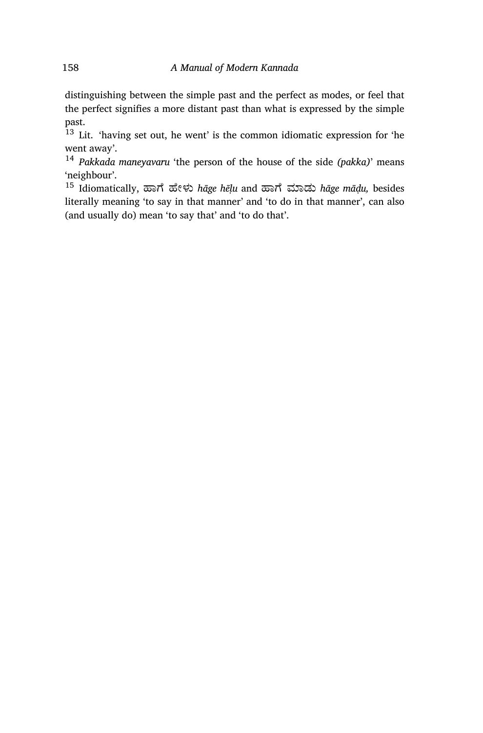distinguishing between the simple past and the perfect as modes, or feel that the perfect signifies a more distant past than what is expressed by the simple past.

[13] Lit. 'having set out, he went' is the common idiomatic expression for 'he went away'.

[14] *Pakkada maneyavaru* 'the person of the house of the side *(pakka)*' means 'neighbour'.

[15] Idiomatically, ಹಾಗೆ ಹೇಳು *hāge hēḷu* and ಹಾಗೆ ಮಾಡು *hāge māḍu,* besides literally meaning 'to say in that manner' and 'to do in that manner', can also (and usually do) mean 'to say that' and 'to do that'.